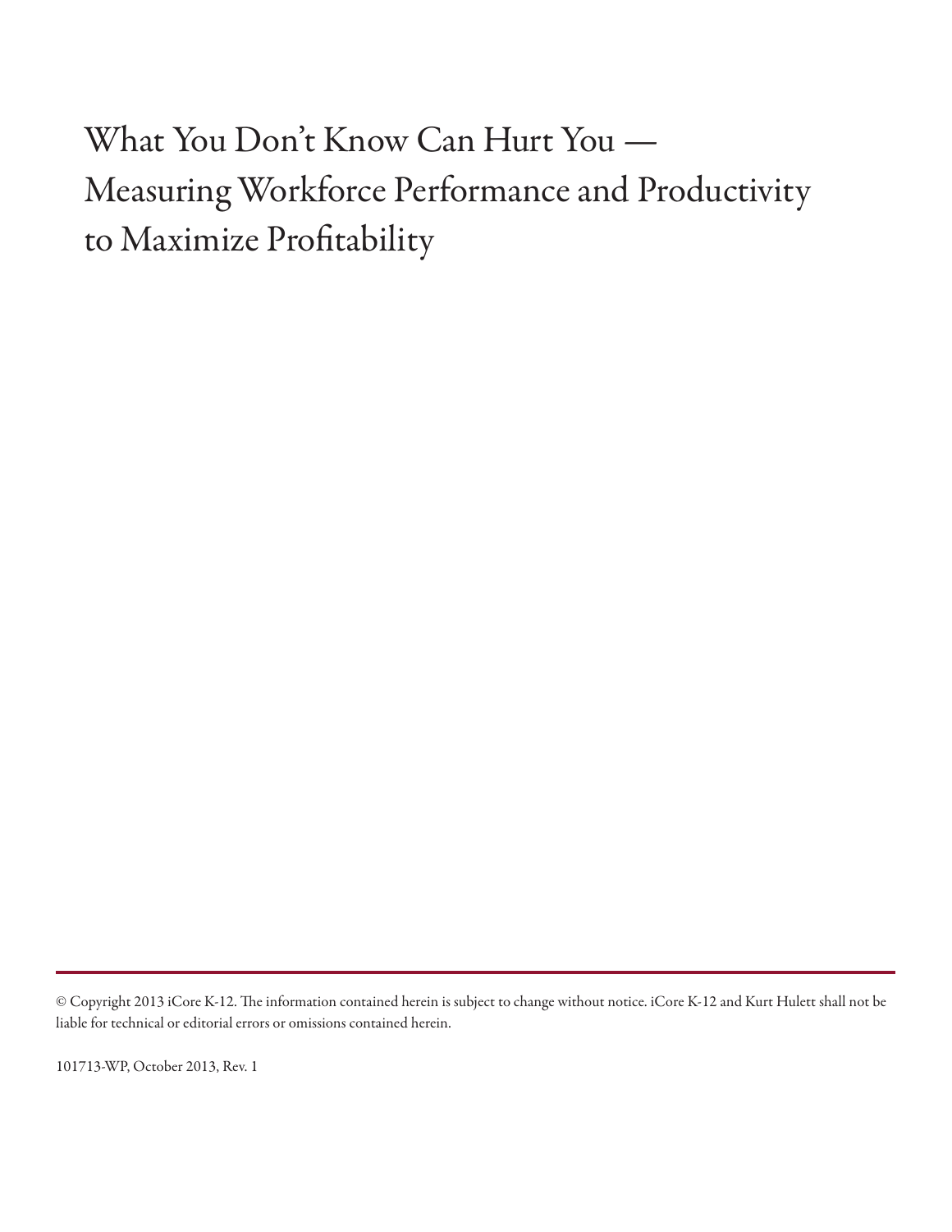# What You Don't Know Can Hurt You — Measuring Workforce Performance and Productivity to Maximize Profitability

---

© Copyright 2013 iCore K-12. The information contained herein is subject to change without notice. iCore K-12 and Kurt Hulett shall not be liable for technical or editorial errors or omissions contained herein.

101713-WP, October 2013, Rev. 1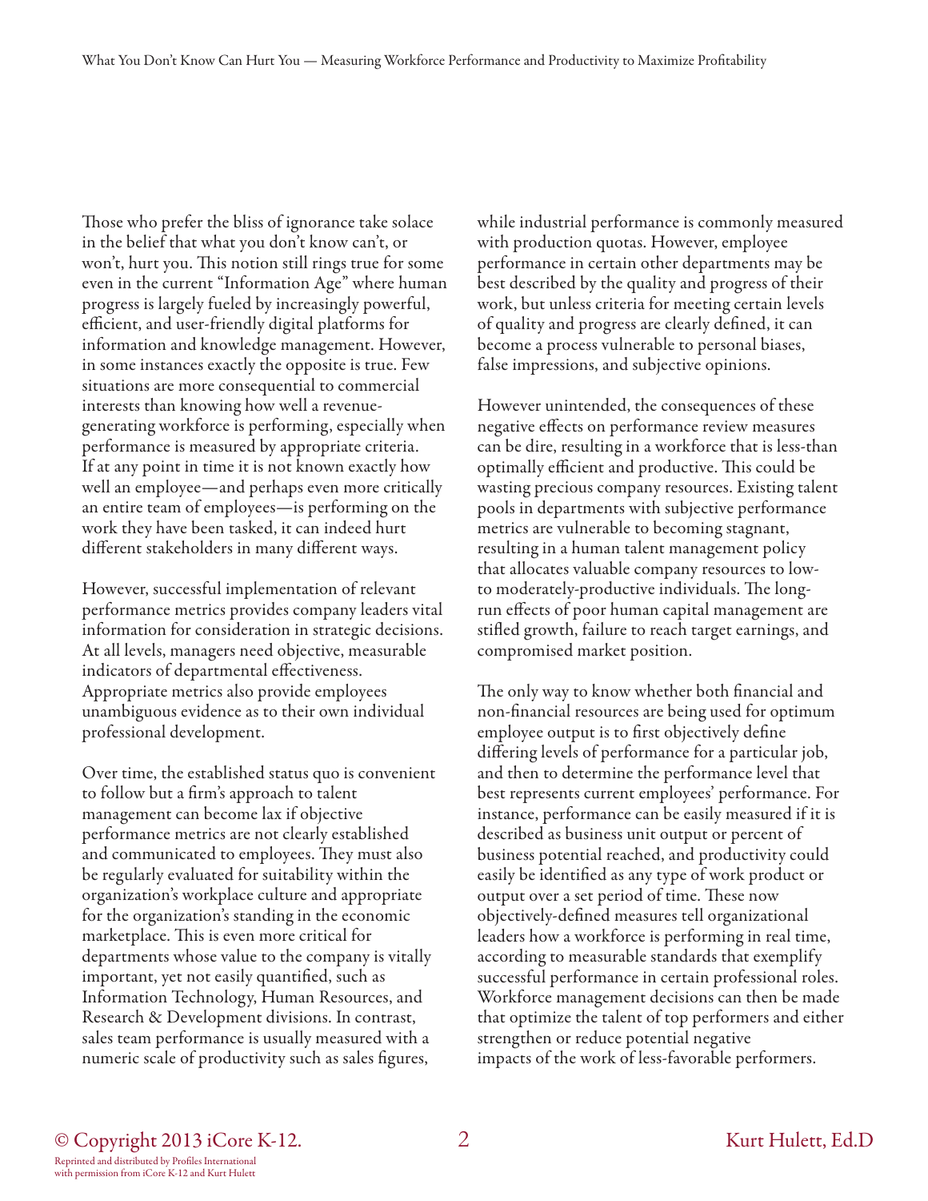Those who prefer the bliss of ignorance take solace in the belief that what you don't know can't, or won't, hurt you. This notion still rings true for some even in the current "Information Age" where human progress is largely fueled by increasingly powerful, efficient, and user-friendly digital platforms for information and knowledge management. However, in some instances exactly the opposite is true. Few situations are more consequential to commercial interests than knowing how well a revenue-generating workforce is performing, especially when performance is measured by appropriate criteria. If at any point in time it is not known exactly how well an employee—and perhaps even more critically an entire team of employees—is performing on the work they have been tasked, it can indeed hurt different stakeholders in many different ways.

However, successful implementation of relevant performance metrics provides company leaders vital information for consideration in strategic decisions. At all levels, managers need objective, measurable indicators of departmental effectiveness. Appropriate metrics also provide employees unambiguous evidence as to their own individual professional development.

Over time, the established status quo is convenient to follow but a firm's approach to talent management can become lax if objective performance metrics are not clearly established and communicated to employees. They must also be regularly evaluated for suitability within the organization's workplace culture and appropriate for the organization's standing in the economic marketplace. This is even more critical for departments whose value to the company is vitally important, yet not easily quantified, such as Information Technology, Human Resources, and Research & Development divisions. In contrast, sales team performance is usually measured with a numeric scale of productivity such as sales figures, while industrial performance is commonly measured with production quotas. However, employee performance in certain other departments may be best described by the quality and progress of their work, but unless criteria for meeting certain levels of quality and progress are clearly defined, it can become a process vulnerable to personal biases, false impressions, and subjective opinions.

However unintended, the consequences of these negative effects on performance review measures can be dire, resulting in a workforce that is less-than optimally efficient and productive. This could be wasting precious company resources. Existing talent pools in departments with subjective performance metrics are vulnerable to becoming stagnant, resulting in a human talent management policy that allocates valuable company resources to low- to moderately-productive individuals. The long-run effects of poor human capital management are stifled growth, failure to reach target earnings, and compromised market position.

The only way to know whether both financial and non-financial resources are being used for optimum employee output is to first objectively define differing levels of performance for a particular job, and then to determine the performance level that best represents current employees' performance. For instance, performance can be easily measured if it is described as business unit output or percent of business potential reached, and productivity could easily be identified as any type of work product or output over a set period of time. These now objectively-defined measures tell organizational leaders how a workforce is performing in real time, according to measurable standards that exemplify successful performance in certain professional roles. Workforce management decisions can then be made that optimize the talent of top performers and either strengthen or reduce potential negative impacts of the work of less-favorable performers.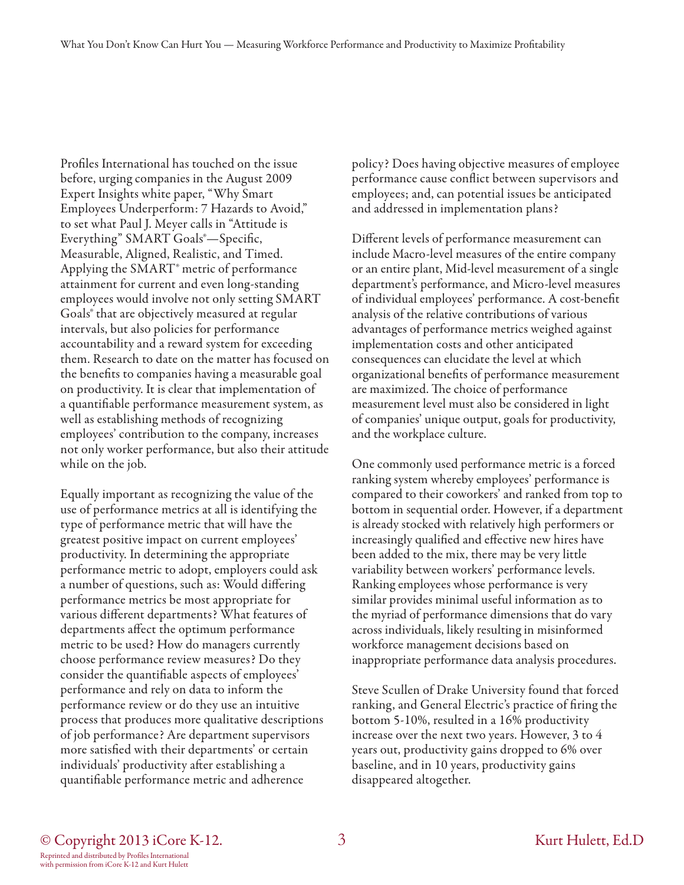Profiles International has touched on the issue before, urging companies in the August 2009 Expert Insights white paper, "Why Smart Employees Underperform: 7 Hazards to Avoid," to set what Paul J. Meyer calls in "Attitude is Everything" SMART Goals®—Specific, Measurable, Aligned, Realistic, and Timed. Applying the SMART® metric of performance attainment for current and even long-standing employees would involve not only setting SMART Goals® that are objectively measured at regular intervals, but also policies for performance accountability and a reward system for exceeding them. Research to date on the matter has focused on the benefits to companies having a measurable goal on productivity. It is clear that implementation of a quantifiable performance measurement system, as well as establishing methods of recognizing employees' contribution to the company, increases not only worker performance, but also their attitude while on the job.

Equally important as recognizing the value of the use of performance metrics at all is identifying the type of performance metric that will have the greatest positive impact on current employees' productivity. In determining the appropriate performance metric to adopt, employers could ask a number of questions, such as: Would differing performance metrics be most appropriate for various different departments? What features of departments affect the optimum performance metric to be used? How do managers currently choose performance review measures? Do they consider the quantifiable aspects of employees' performance and rely on data to inform the performance review or do they use an intuitive process that produces more qualitative descriptions of job performance? Are department supervisors more satisfied with their departments' or certain individuals' productivity after establishing a quantifiable performance metric and adherence policy? Does having objective measures of employee performance cause conflict between supervisors and employees; and, can potential issues be anticipated and addressed in implementation plans?

Different levels of performance measurement can include Macro-level measures of the entire company or an entire plant, Mid-level measurement of a single department's performance, and Micro-level measures of individual employees' performance. A cost-benefit analysis of the relative contributions of various advantages of performance metrics weighed against implementation costs and other anticipated consequences can elucidate the level at which organizational benefits of performance measurement are maximized. The choice of performance measurement level must also be considered in light of companies' unique output, goals for productivity, and the workplace culture.

One commonly used performance metric is a forced ranking system whereby employees' performance is compared to their coworkers' and ranked from top to bottom in sequential order. However, if a department is already stocked with relatively high performers or increasingly qualified and effective new hires have been added to the mix, there may be very little variability between workers' performance levels. Ranking employees whose performance is very similar provides minimal useful information as to the myriad of performance dimensions that do vary across individuals, likely resulting in misinformed workforce management decisions based on inappropriate performance data analysis procedures.

Steve Scullen of Drake University found that forced ranking, and General Electric's practice of firing the bottom 5-10%, resulted in a 16% productivity increase over the next two years. However, 3 to 4 years out, productivity gains dropped to 6% over baseline, and in 10 years, productivity gains disappeared altogether.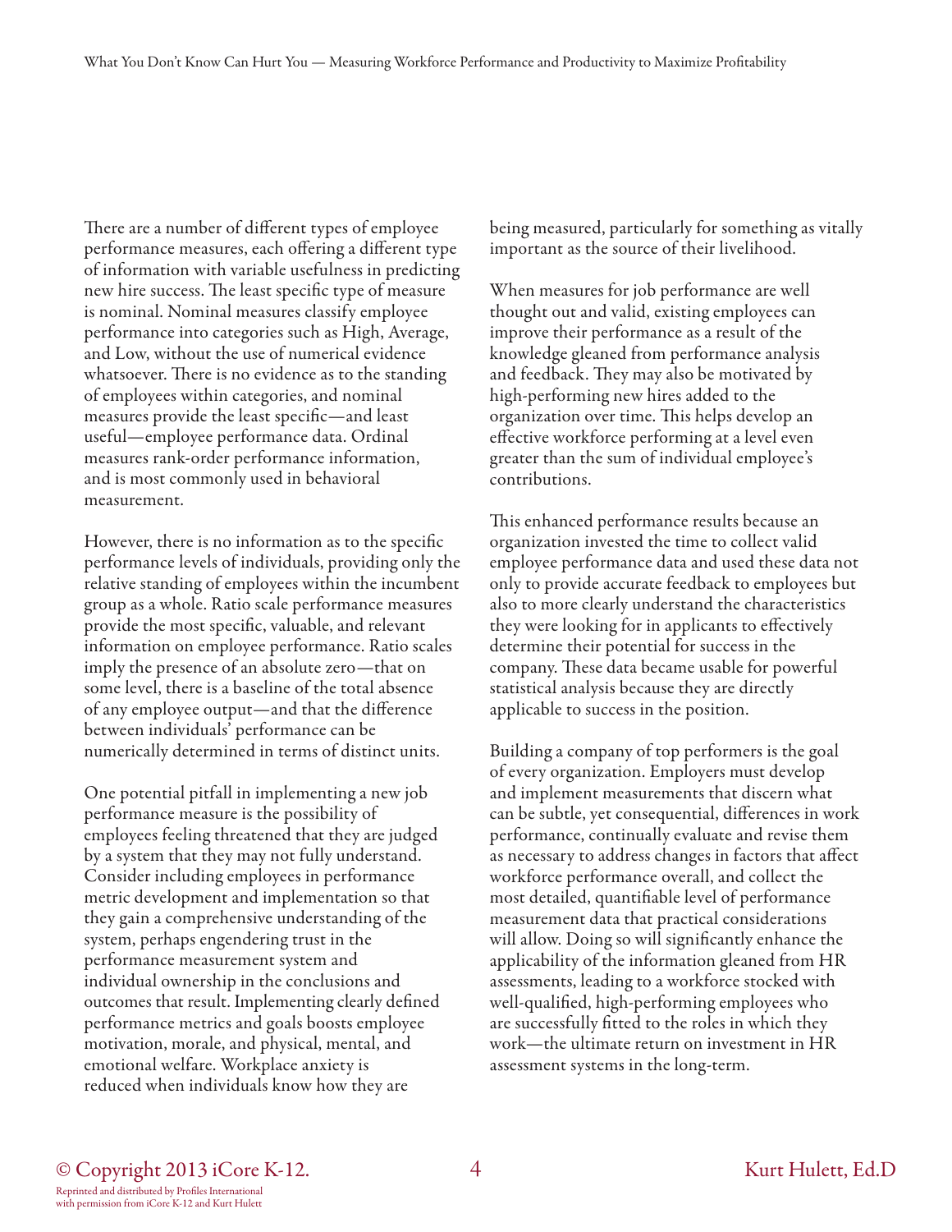There are a number of different types of employee performance measures, each offering a different type of information with variable usefulness in predicting new hire success. The least specific type of measure is nominal. Nominal measures classify employee performance into categories such as High, Average, and Low, without the use of numerical evidence whatsoever. There is no evidence as to the standing of employees within categories, and nominal measures provide the least specific—and least useful—employee performance data. Ordinal measures rank-order performance information, and is most commonly used in behavioral measurement.

However, there is no information as to the specific performance levels of individuals, providing only the relative standing of employees within the incumbent group as a whole. Ratio scale performance measures provide the most specific, valuable, and relevant information on employee performance. Ratio scales imply the presence of an absolute zero—that on some level, there is a baseline of the total absence of any employee output—and that the difference between individuals' performance can be numerically determined in terms of distinct units.

One potential pitfall in implementing a new job performance measure is the possibility of employees feeling threatened that they are judged by a system that they may not fully understand. Consider including employees in performance metric development and implementation so that they gain a comprehensive understanding of the system, perhaps engendering trust in the performance measurement system and individual ownership in the conclusions and outcomes that result. Implementing clearly defined performance metrics and goals boosts employee motivation, morale, and physical, mental, and emotional welfare. Workplace anxiety is reduced when individuals know how they are being measured, particularly for something as vitally important as the source of their livelihood.

When measures for job performance are well thought out and valid, existing employees can improve their performance as a result of the knowledge gleaned from performance analysis and feedback. They may also be motivated by high-performing new hires added to the organization over time. This helps develop an effective workforce performing at a level even greater than the sum of individual employee's contributions.

This enhanced performance results because an organization invested the time to collect valid employee performance data and used these data not only to provide accurate feedback to employees but also to more clearly understand the characteristics they were looking for in applicants to effectively determine their potential for success in the company. These data became usable for powerful statistical analysis because they are directly applicable to success in the position.

Building a company of top performers is the goal of every organization. Employers must develop and implement measurements that discern what can be subtle, yet consequential, differences in work performance, continually evaluate and revise them as necessary to address changes in factors that affect workforce performance overall, and collect the most detailed, quantifiable level of performance measurement data that practical considerations will allow. Doing so will significantly enhance the applicability of the information gleaned from HR assessments, leading to a workforce stocked with well-qualified, high-performing employees who are successfully fitted to the roles in which they work—the ultimate return on investment in HR assessment systems in the long-term.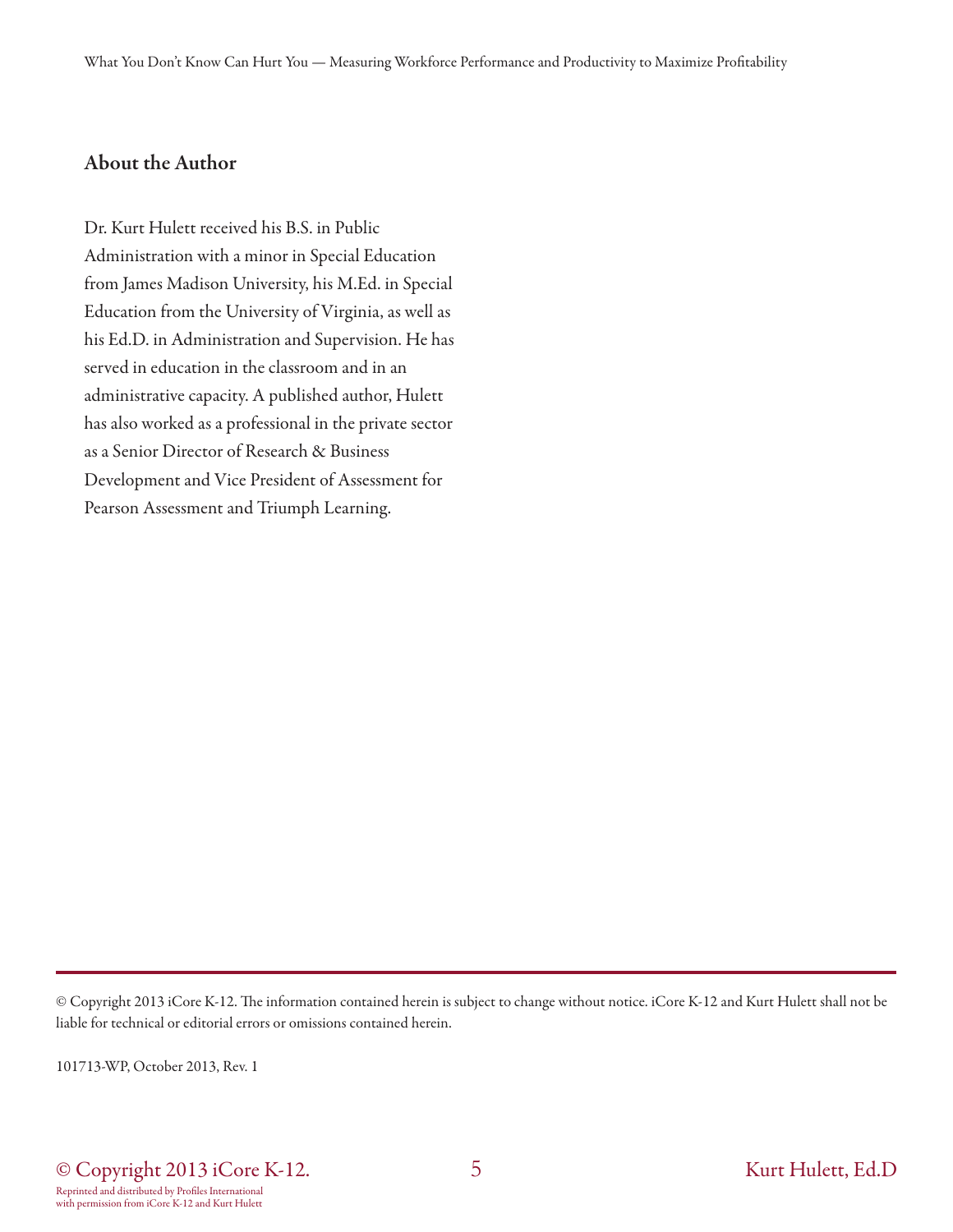## About the Author

Dr. Kurt Hulett received his B.S. in Public Administration with a minor in Special Education from James Madison University, his M.Ed. in Special Education from the University of Virginia, as well as his Ed.D. in Administration and Supervision. He has served in education in the classroom and in an administrative capacity. A published author, Hulett has also worked as a professional in the private sector as a Senior Director of Research & Business Development and Vice President of Assessment for Pearson Assessment and Triumph Learning.

---

© Copyright 2013 iCore K-12. The information contained herein is subject to change without notice. iCore K-12 and Kurt Hulett shall not be liable for technical or editorial errors or omissions contained herein.

101713-WP, October 2013, Rev. 1

Reprinted and distributed by Profiles International with permission from iCore K-12 and Kurt Hulett